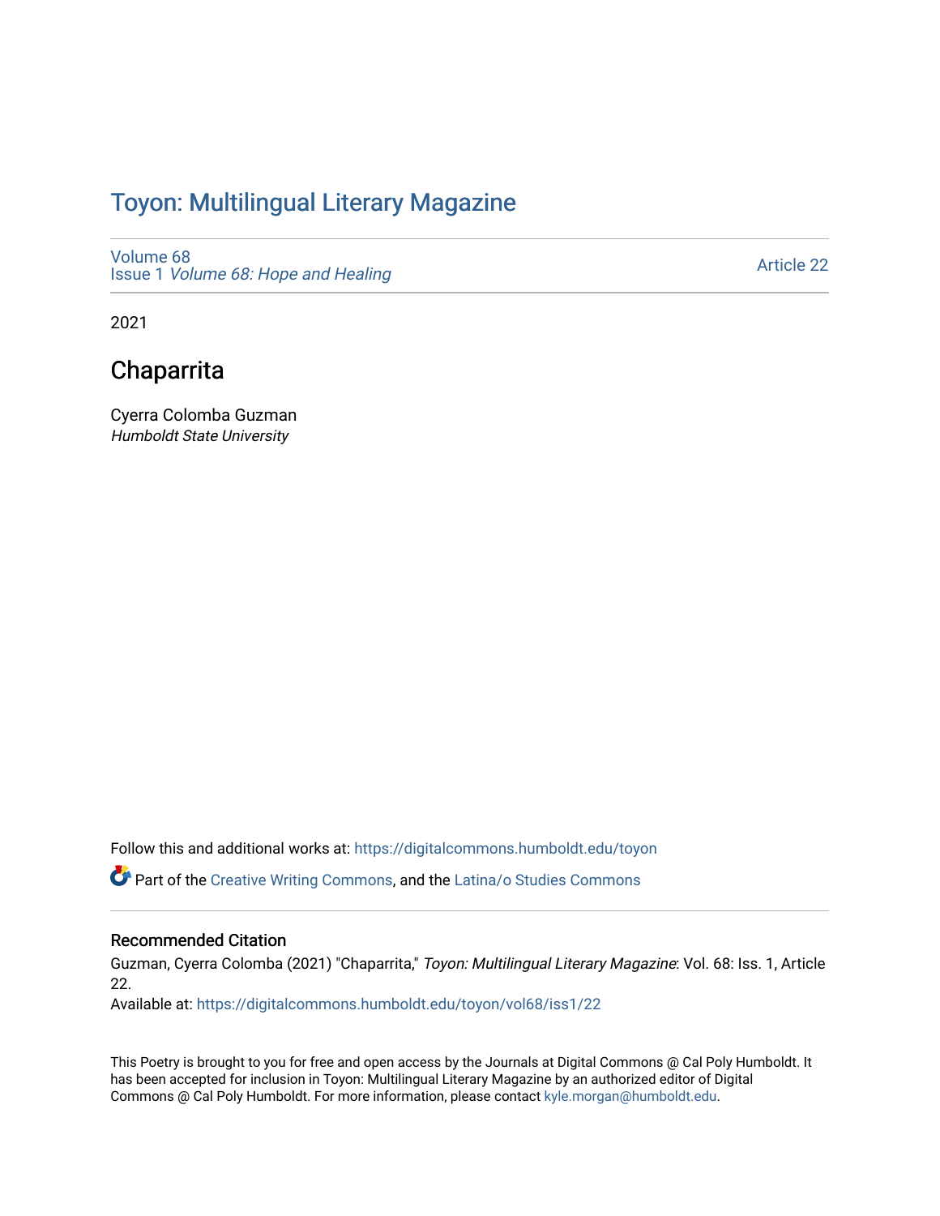# Toyon: Multilingual Literary Magazine

Volume 68
Issue 1 *Volume 68: Hope and Healing*

Article 22

2021

## Chaparrita

Cyerra Colomba Guzman
*Humboldt State University*

Follow this and additional works at: https://digitalcommons.humboldt.edu/toyon

Part of the Creative Writing Commons, and the Latina/o Studies Commons

### Recommended Citation

Guzman, Cyerra Colomba (2021) "Chaparrita," *Toyon: Multilingual Literary Magazine*: Vol. 68: Iss. 1, Article 22.

Available at: https://digitalcommons.humboldt.edu/toyon/vol68/iss1/22

This Poetry is brought to you for free and open access by the Journals at Digital Commons @ Cal Poly Humboldt. It has been accepted for inclusion in Toyon: Multilingual Literary Magazine by an authorized editor of Digital Commons @ Cal Poly Humboldt. For more information, please contact kyle.morgan@humboldt.edu.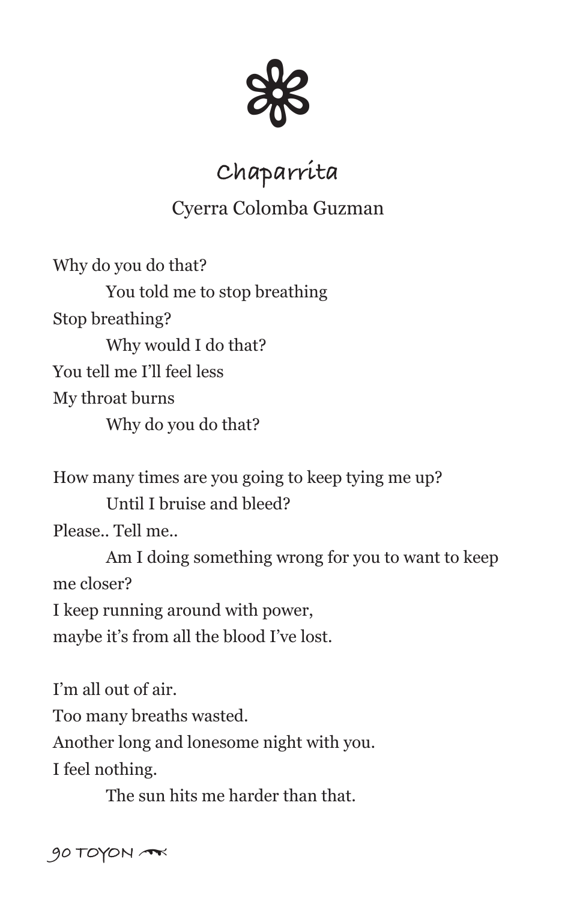# Chaparrita

Cyerra Colomba Guzman

Why do you do that?
　　You told me to stop breathing
Stop breathing?
　　Why would I do that?
You tell me I'll feel less
My throat burns
　　Why do you do that?

How many times are you going to keep tying me up?
　　Until I bruise and bleed?
Please.. Tell me..
　　Am I doing something wrong for you to want to keep me closer?
I keep running around with power,
maybe it's from all the blood I've lost.

I'm all out of air.
Too many breaths wasted.
Another long and lonesome night with you.
I feel nothing.
　　The sun hits me harder than that.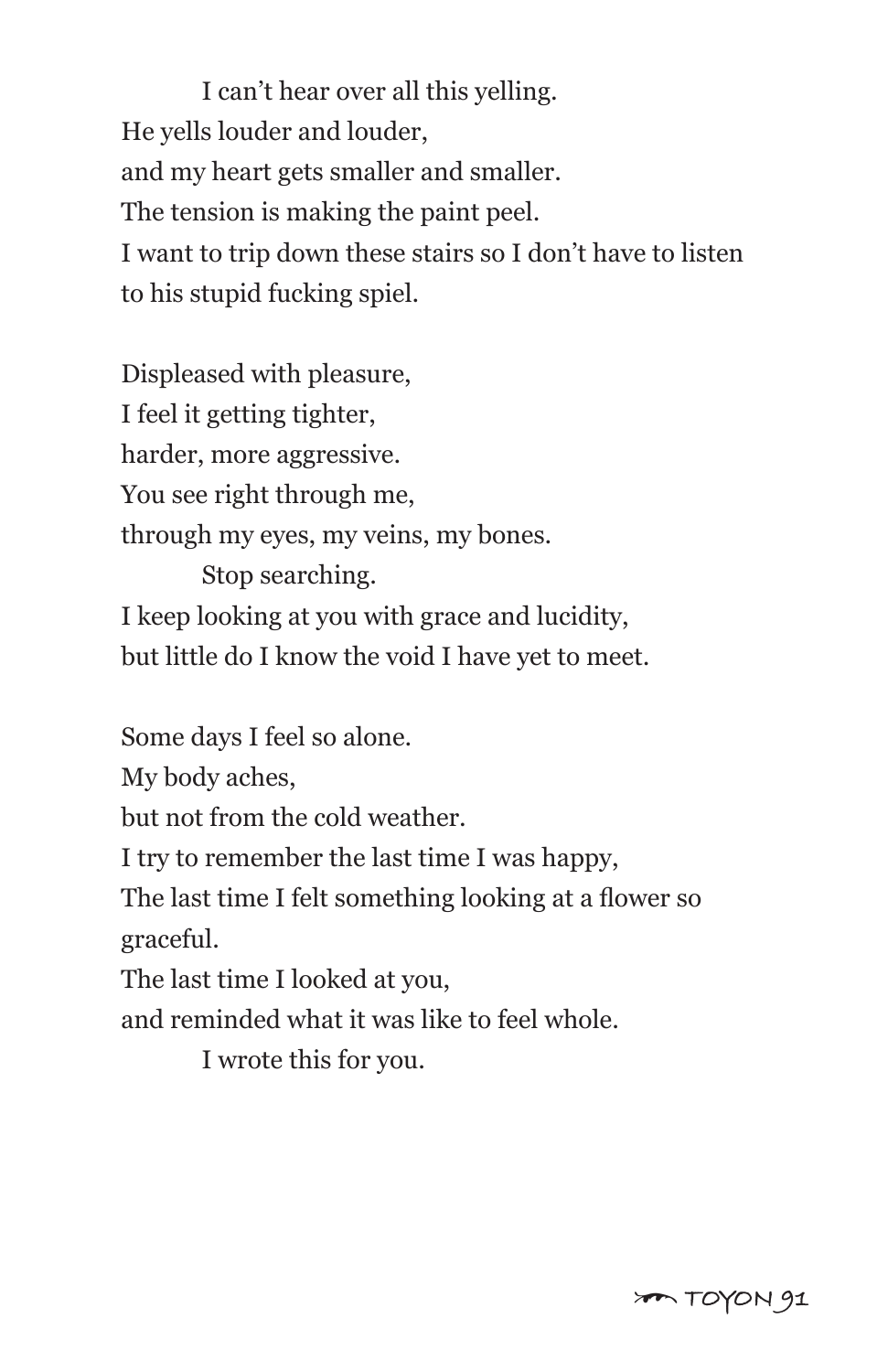I can't hear over all this yelling.  
He yells louder and louder,  
and my heart gets smaller and smaller.  
The tension is making the paint peel.  
I want to trip down these stairs so I don't have to listen to his stupid fucking spiel.

Displeased with pleasure,  
I feel it getting tighter,  
harder, more aggressive.  
You see right through me,  
through my eyes, my veins, my bones.  
Stop searching.  
I keep looking at you with grace and lucidity,  
but little do I know the void I have yet to meet.

Some days I feel so alone.  
My body aches,  
but not from the cold weather.  
I try to remember the last time I was happy,  
The last time I felt something looking at a flower so graceful.  
The last time I looked at you,  
and reminded what it was like to feel whole.  
I wrote this for you.